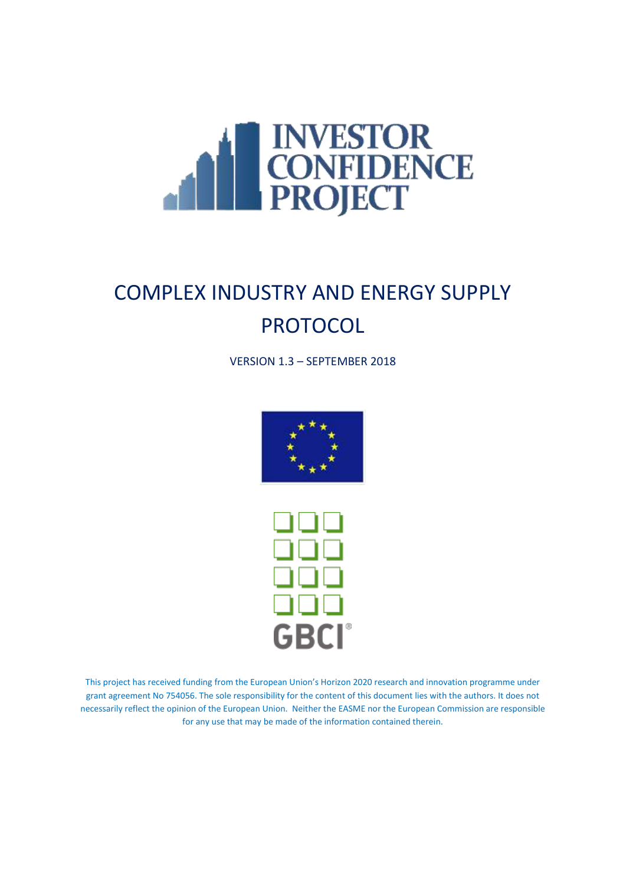# INVESTOR CONFIDENCE PROJECT

# COMPLEX INDUSTRY AND ENERGY SUPPLY PROTOCOL

VERSION 1.3 – SEPTEMBER 2018

GBCI®

This project has received funding from the European Union's Horizon 2020 research and innovation programme under grant agreement No 754056. The sole responsibility for the content of this document lies with the authors. It does not necessarily reflect the opinion of the European Union. Neither the EASME nor the European Commission are responsible for any use that may be made of the information contained therein.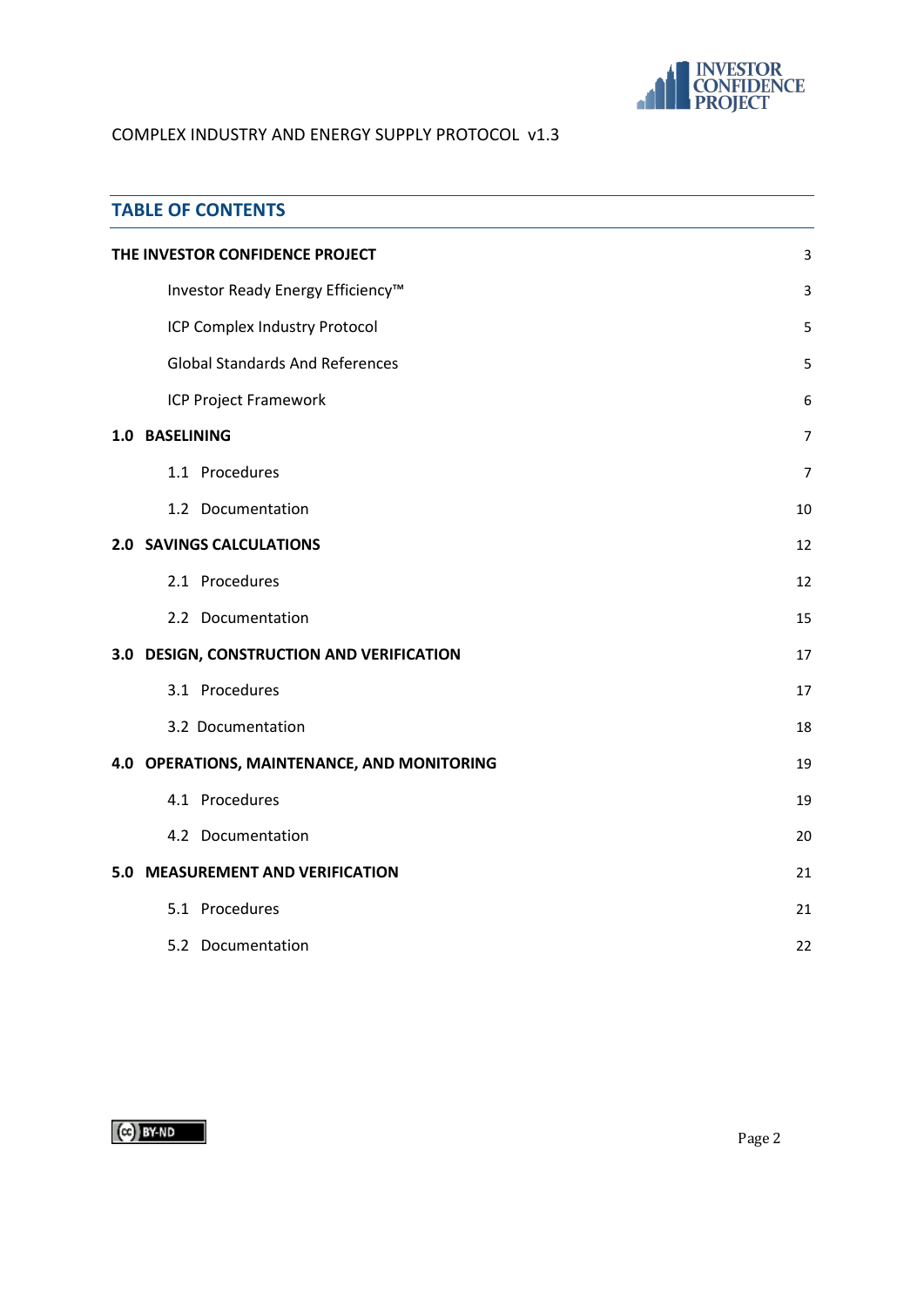COMPLEX INDUSTRY AND ENERGY SUPPLY PROTOCOL v1.3

## TABLE OF CONTENTS

| | |
|---|---|
| **THE INVESTOR CONFIDENCE PROJECT** | 3 |
| Investor Ready Energy Efficiency™ | 3 |
| ICP Complex Industry Protocol | 5 |
| Global Standards And References | 5 |
| ICP Project Framework | 6 |
| **1.0 BASELINING** | 7 |
| 1.1 Procedures | 7 |
| 1.2 Documentation | 10 |
| **2.0 SAVINGS CALCULATIONS** | 12 |
| 2.1 Procedures | 12 |
| 2.2 Documentation | 15 |
| **3.0 DESIGN, CONSTRUCTION AND VERIFICATION** | 17 |
| 3.1 Procedures | 17 |
| 3.2 Documentation | 18 |
| **4.0 OPERATIONS, MAINTENANCE, AND MONITORING** | 19 |
| 4.1 Procedures | 19 |
| 4.2 Documentation | 20 |
| **5.0 MEASUREMENT AND VERIFICATION** | 21 |
| 5.1 Procedures | 21 |
| 5.2 Documentation | 22 |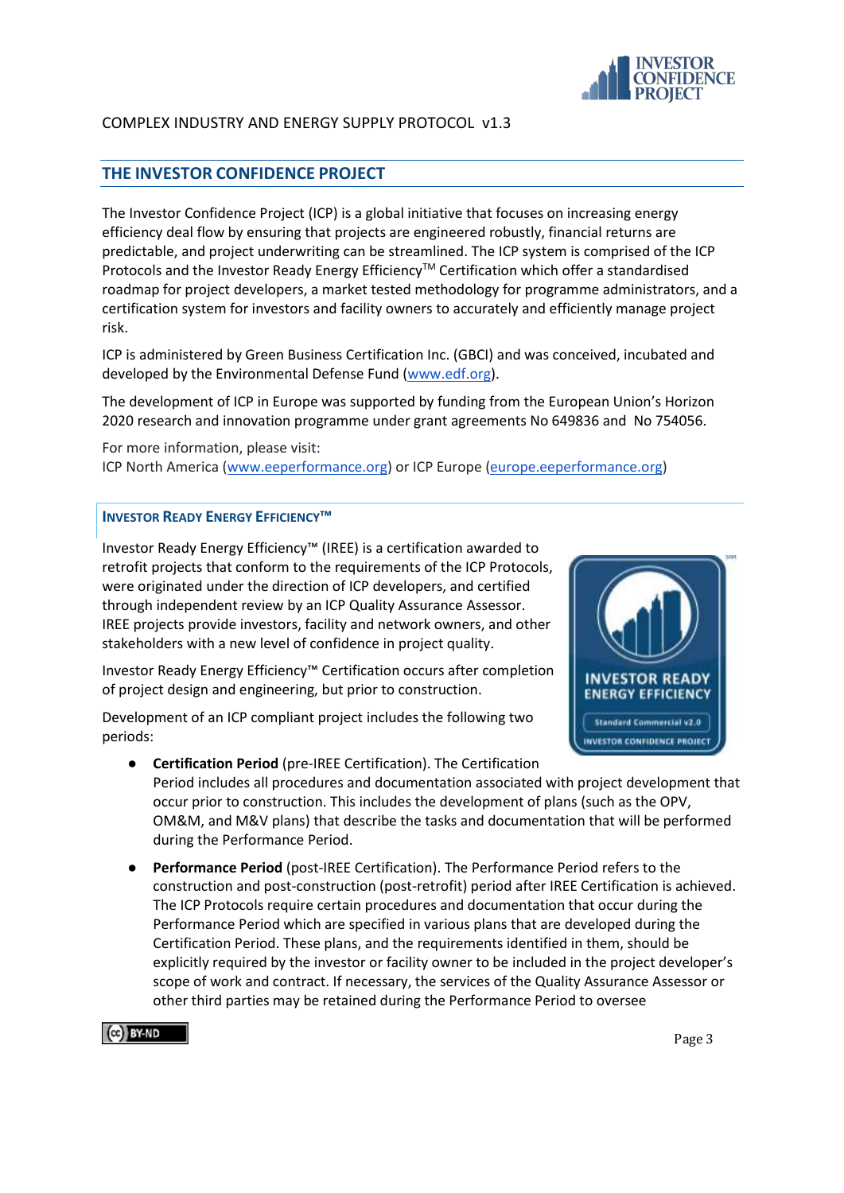## THE INVESTOR CONFIDENCE PROJECT

The Investor Confidence Project (ICP) is a global initiative that focuses on increasing energy efficiency deal flow by ensuring that projects are engineered robustly, financial returns are predictable, and project underwriting can be streamlined. The ICP system is comprised of the ICP Protocols and the Investor Ready Energy Efficiency™ Certification which offer a standardised roadmap for project developers, a market tested methodology for programme administrators, and a certification system for investors and facility owners to accurately and efficiently manage project risk.

ICP is administered by Green Business Certification Inc. (GBCI) and was conceived, incubated and developed by the Environmental Defense Fund (www.edf.org).

The development of ICP in Europe was supported by funding from the European Union's Horizon 2020 research and innovation programme under grant agreements No 649836 and No 754056.

For more information, please visit:
ICP North America (www.eeperformance.org) or ICP Europe (europe.eeperformance.org)

### INVESTOR READY ENERGY EFFICIENCY™

Investor Ready Energy Efficiency™ (IREE) is a certification awarded to retrofit projects that conform to the requirements of the ICP Protocols, were originated under the direction of ICP developers, and certified through independent review by an ICP Quality Assurance Assessor. IREE projects provide investors, facility and network owners, and other stakeholders with a new level of confidence in project quality.

Investor Ready Energy Efficiency™ Certification occurs after completion of project design and engineering, but prior to construction.

Development of an ICP compliant project includes the following two periods:

- **Certification Period** (pre-IREE Certification). The Certification Period includes all procedures and documentation associated with project development that occur prior to construction. This includes the development of plans (such as the OPV, OM&M, and M&V plans) that describe the tasks and documentation that will be performed during the Performance Period.
- **Performance Period** (post-IREE Certification). The Performance Period refers to the construction and post-construction (post-retrofit) period after IREE Certification is achieved. The ICP Protocols require certain procedures and documentation that occur during the Performance Period which are specified in various plans that are developed during the Certification Period. These plans, and the requirements identified in them, should be explicitly required by the investor or facility owner to be included in the project developer's scope of work and contract. If necessary, the services of the Quality Assurance Assessor or other third parties may be retained during the Performance Period to oversee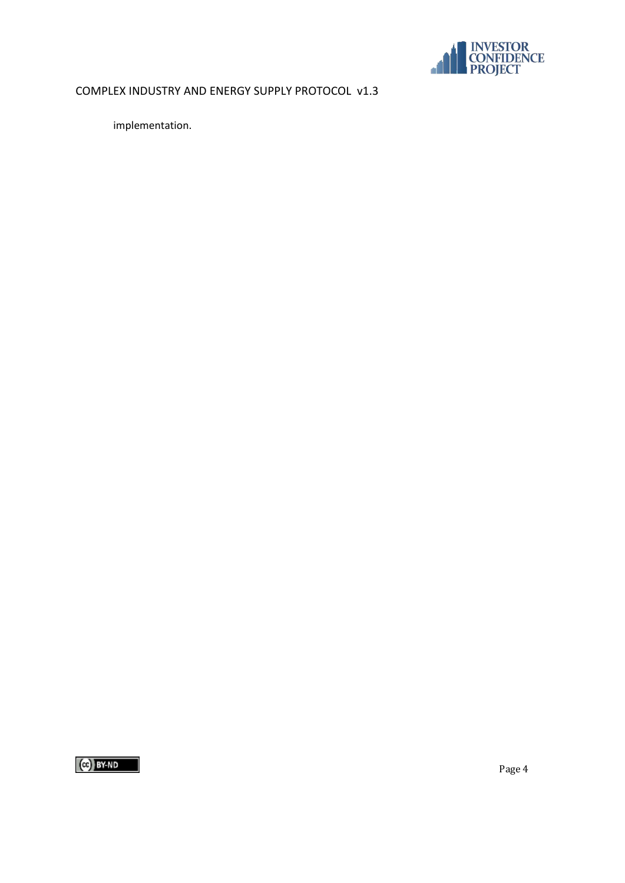implementation.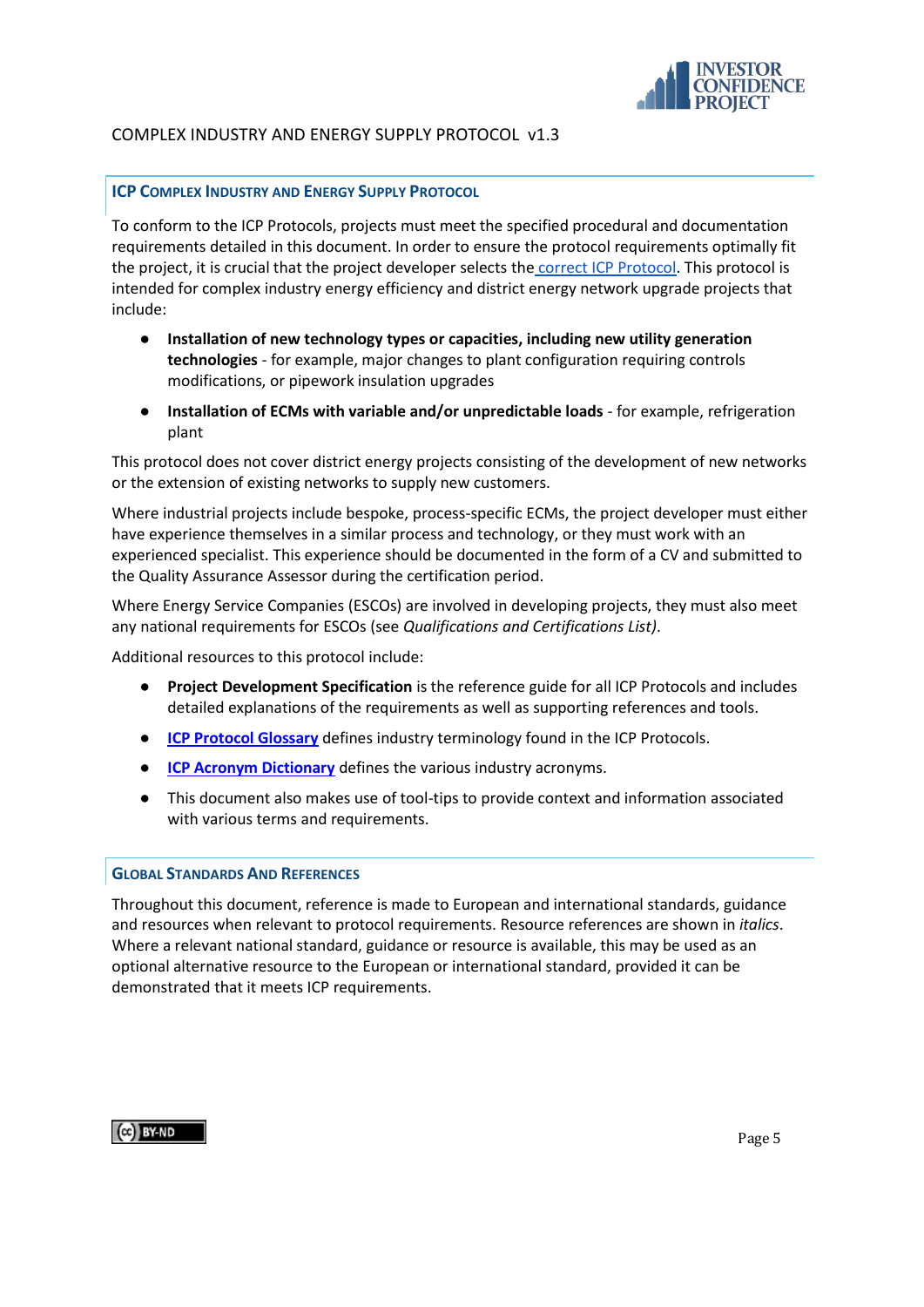## ICP Complex Industry and Energy Supply Protocol

To conform to the ICP Protocols, projects must meet the specified procedural and documentation requirements detailed in this document. In order to ensure the protocol requirements optimally fit the project, it is crucial that the project developer selects the correct ICP Protocol. This protocol is intended for complex industry energy efficiency and district energy network upgrade projects that include:

- **Installation of new technology types or capacities, including new utility generation technologies** - for example, major changes to plant configuration requiring controls modifications, or pipework insulation upgrades
- **Installation of ECMs with variable and/or unpredictable loads** - for example, refrigeration plant

This protocol does not cover district energy projects consisting of the development of new networks or the extension of existing networks to supply new customers.

Where industrial projects include bespoke, process-specific ECMs, the project developer must either have experience themselves in a similar process and technology, or they must work with an experienced specialist. This experience should be documented in the form of a CV and submitted to the Quality Assurance Assessor during the certification period.

Where Energy Service Companies (ESCOs) are involved in developing projects, they must also meet any national requirements for ESCOs (see *Qualifications and Certifications List)*.

Additional resources to this protocol include:

- **Project Development Specification** is the reference guide for all ICP Protocols and includes detailed explanations of the requirements as well as supporting references and tools.
- **ICP Protocol Glossary** defines industry terminology found in the ICP Protocols.
- **ICP Acronym Dictionary** defines the various industry acronyms.
- This document also makes use of tool-tips to provide context and information associated with various terms and requirements.

## Global Standards And References

Throughout this document, reference is made to European and international standards, guidance and resources when relevant to protocol requirements. Resource references are shown in *italics*. Where a relevant national standard, guidance or resource is available, this may be used as an optional alternative resource to the European or international standard, provided it can be demonstrated that it meets ICP requirements.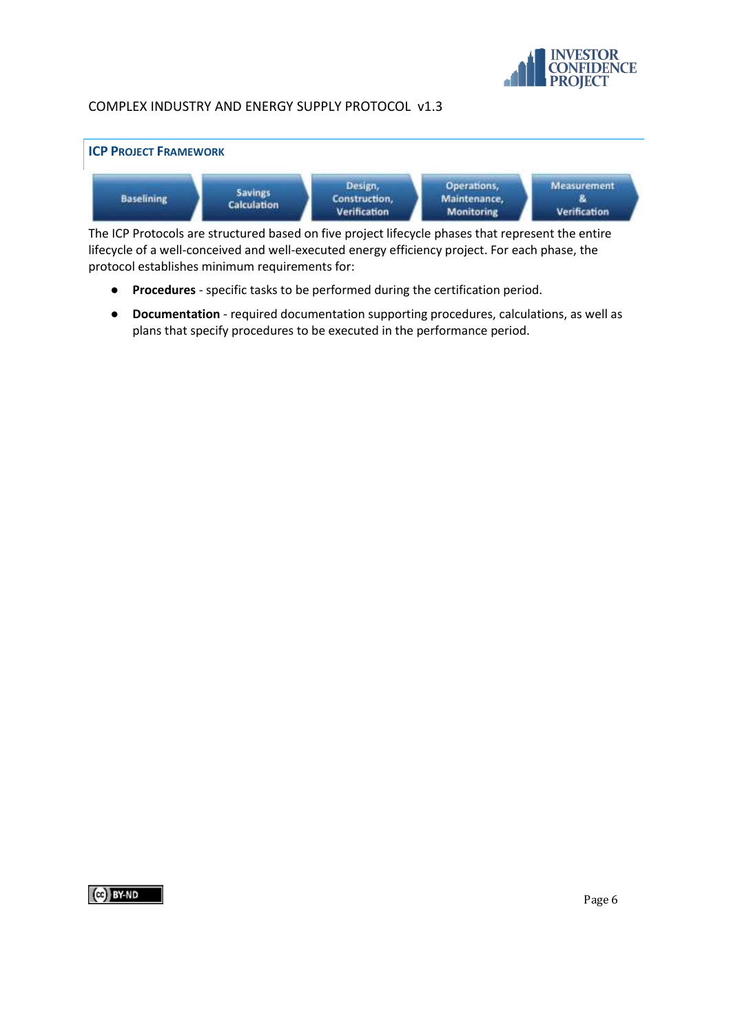## ICP Project Framework

Baselining → Savings Calculation → Design, Construction, Verification → Operations, Maintenance, Monitoring → Measurement & Verification

The ICP Protocols are structured based on five project lifecycle phases that represent the entire lifecycle of a well-conceived and well-executed energy efficiency project. For each phase, the protocol establishes minimum requirements for:

- **Procedures** - specific tasks to be performed during the certification period.
- **Documentation** - required documentation supporting procedures, calculations, as well as plans that specify procedures to be executed in the performance period.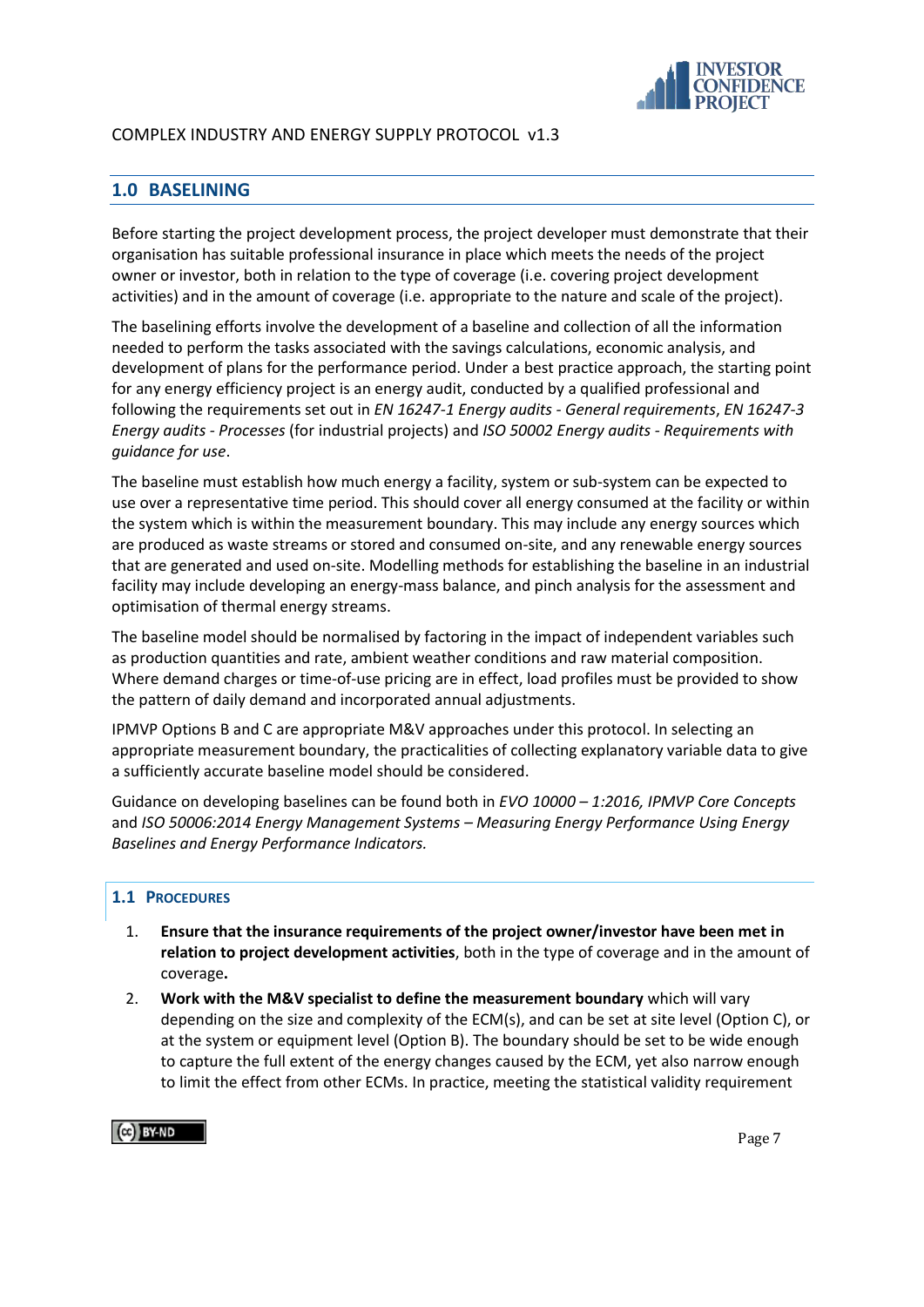## 1.0 BASELINING

Before starting the project development process, the project developer must demonstrate that their organisation has suitable professional insurance in place which meets the needs of the project owner or investor, both in relation to the type of coverage (i.e. covering project development activities) and in the amount of coverage (i.e. appropriate to the nature and scale of the project).

The baselining efforts involve the development of a baseline and collection of all the information needed to perform the tasks associated with the savings calculations, economic analysis, and development of plans for the performance period. Under a best practice approach, the starting point for any energy efficiency project is an energy audit, conducted by a qualified professional and following the requirements set out in *EN 16247-1 Energy audits - General requirements*, *EN 16247-3 Energy audits - Processes* (for industrial projects) and *ISO 50002 Energy audits - Requirements with guidance for use*.

The baseline must establish how much energy a facility, system or sub-system can be expected to use over a representative time period. This should cover all energy consumed at the facility or within the system which is within the measurement boundary. This may include any energy sources which are produced as waste streams or stored and consumed on-site, and any renewable energy sources that are generated and used on-site. Modelling methods for establishing the baseline in an industrial facility may include developing an energy-mass balance, and pinch analysis for the assessment and optimisation of thermal energy streams.

The baseline model should be normalised by factoring in the impact of independent variables such as production quantities and rate, ambient weather conditions and raw material composition. Where demand charges or time-of-use pricing are in effect, load profiles must be provided to show the pattern of daily demand and incorporated annual adjustments.

IPMVP Options B and C are appropriate M&V approaches under this protocol. In selecting an appropriate measurement boundary, the practicalities of collecting explanatory variable data to give a sufficiently accurate baseline model should be considered.

Guidance on developing baselines can be found both in *EVO 10000 – 1:2016, IPMVP Core Concepts* and *ISO 50006:2014 Energy Management Systems – Measuring Energy Performance Using Energy Baselines and Energy Performance Indicators.*

### 1.1 PROCEDURES

1. **Ensure that the insurance requirements of the project owner/investor have been met in relation to project development activities**, both in the type of coverage and in the amount of coverage**.**
2. **Work with the M&V specialist to define the measurement boundary** which will vary depending on the size and complexity of the ECM(s), and can be set at site level (Option C), or at the system or equipment level (Option B). The boundary should be set to be wide enough to capture the full extent of the energy changes caused by the ECM, yet also narrow enough to limit the effect from other ECMs. In practice, meeting the statistical validity requirement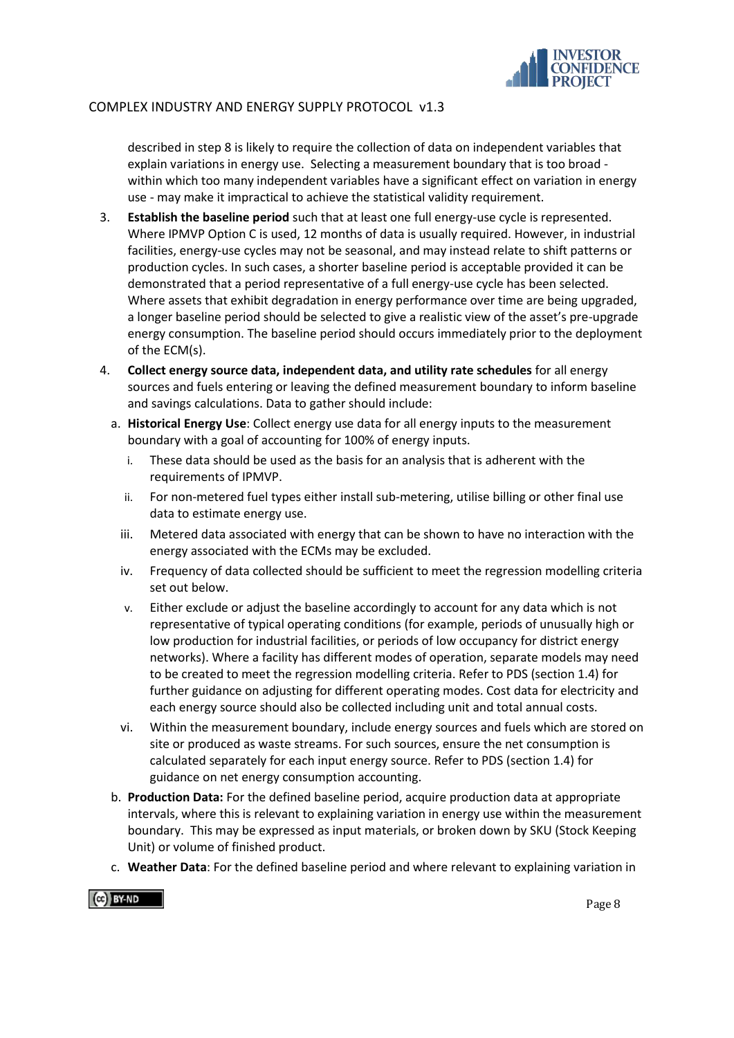described in step 8 is likely to require the collection of data on independent variables that explain variations in energy use. Selecting a measurement boundary that is too broad - within which too many independent variables have a significant effect on variation in energy use - may make it impractical to achieve the statistical validity requirement.

3. **Establish the baseline period** such that at least one full energy-use cycle is represented. Where IPMVP Option C is used, 12 months of data is usually required. However, in industrial facilities, energy-use cycles may not be seasonal, and may instead relate to shift patterns or production cycles. In such cases, a shorter baseline period is acceptable provided it can be demonstrated that a period representative of a full energy-use cycle has been selected. Where assets that exhibit degradation in energy performance over time are being upgraded, a longer baseline period should be selected to give a realistic view of the asset's pre-upgrade energy consumption. The baseline period should occurs immediately prior to the deployment of the ECM(s).
4. **Collect energy source data, independent data, and utility rate schedules** for all energy sources and fuels entering or leaving the defined measurement boundary to inform baseline and savings calculations. Data to gather should include:
   a. **Historical Energy Use**: Collect energy use data for all energy inputs to the measurement boundary with a goal of accounting for 100% of energy inputs.
      i. These data should be used as the basis for an analysis that is adherent with the requirements of IPMVP.
      ii. For non-metered fuel types either install sub-metering, utilise billing or other final use data to estimate energy use.
      iii. Metered data associated with energy that can be shown to have no interaction with the energy associated with the ECMs may be excluded.
      iv. Frequency of data collected should be sufficient to meet the regression modelling criteria set out below.
      v. Either exclude or adjust the baseline accordingly to account for any data which is not representative of typical operating conditions (for example, periods of unusually high or low production for industrial facilities, or periods of low occupancy for district energy networks). Where a facility has different modes of operation, separate models may need to be created to meet the regression modelling criteria. Refer to PDS (section 1.4) for further guidance on adjusting for different operating modes. Cost data for electricity and each energy source should also be collected including unit and total annual costs.
      vi. Within the measurement boundary, include energy sources and fuels which are stored on site or produced as waste streams. For such sources, ensure the net consumption is calculated separately for each input energy source. Refer to PDS (section 1.4) for guidance on net energy consumption accounting.

   b. **Production Data:** For the defined baseline period, acquire production data at appropriate intervals, where this is relevant to explaining variation in energy use within the measurement boundary. This may be expressed as input materials, or broken down by SKU (Stock Keeping Unit) or volume of finished product.
   c. **Weather Data**: For the defined baseline period and where relevant to explaining variation in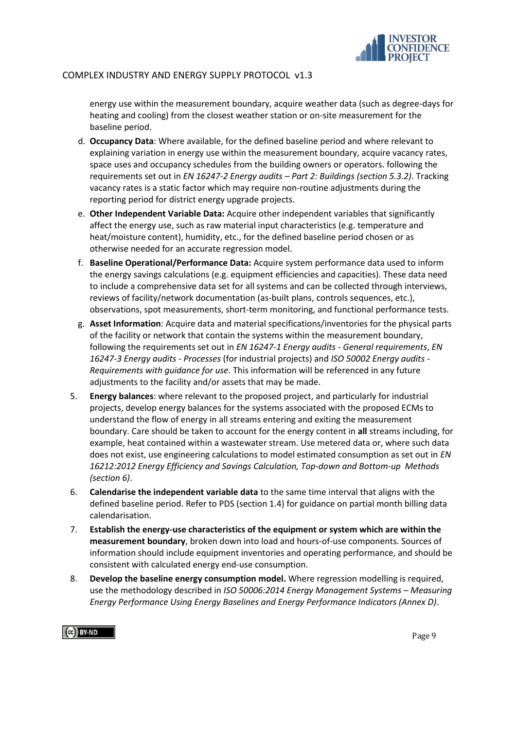energy use within the measurement boundary, acquire weather data (such as degree-days for heating and cooling) from the closest weather station or on-site measurement for the baseline period.

d. **Occupancy Data**: Where available, for the defined baseline period and where relevant to explaining variation in energy use within the measurement boundary, acquire vacancy rates, space uses and occupancy schedules from the building owners or operators. following the requirements set out in *EN 16247-2 Energy audits – Part 2: Buildings (section 5.3.2)*. Tracking vacancy rates is a static factor which may require non-routine adjustments during the reporting period for district energy upgrade projects.

e. **Other Independent Variable Data:** Acquire other independent variables that significantly affect the energy use, such as raw material input characteristics (e.g. temperature and heat/moisture content), humidity, etc., for the defined baseline period chosen or as otherwise needed for an accurate regression model.

f. **Baseline Operational/Performance Data:** Acquire system performance data used to inform the energy savings calculations (e.g. equipment efficiencies and capacities). These data need to include a comprehensive data set for all systems and can be collected through interviews, reviews of facility/network documentation (as-built plans, controls sequences, etc.), observations, spot measurements, short-term monitoring, and functional performance tests.

g. **Asset Information**: Acquire data and material specifications/inventories for the physical parts of the facility or network that contain the systems within the measurement boundary, following the requirements set out in *EN 16247-1 Energy audits - General requirements*, *EN 16247-3 Energy audits - Processes* (for industrial projects) and *ISO 50002 Energy audits - Requirements with guidance for use*. This information will be referenced in any future adjustments to the facility and/or assets that may be made.

5. **Energy balances**: where relevant to the proposed project, and particularly for industrial projects, develop energy balances for the systems associated with the proposed ECMs to understand the flow of energy in all streams entering and exiting the measurement boundary. Care should be taken to account for the energy content in **all** streams including, for example, heat contained within a wastewater stream. Use metered data or, where such data does not exist, use engineering calculations to model estimated consumption as set out in *EN 16212:2012 Energy Efficiency and Savings Calculation, Top-down and Bottom-up Methods (section 6)*.

6. **Calendarise the independent variable data** to the same time interval that aligns with the defined baseline period. Refer to PDS (section 1.4) for guidance on partial month billing data calendarisation.

7. **Establish the energy-use characteristics of the equipment or system which are within the measurement boundary**, broken down into load and hours-of-use components. Sources of information should include equipment inventories and operating performance, and should be consistent with calculated energy end-use consumption.

8. **Develop the baseline energy consumption model.** Where regression modelling is required, use the methodology described in *ISO 50006:2014 Energy Management Systems – Measuring Energy Performance Using Energy Baselines and Energy Performance Indicators (Annex D)*.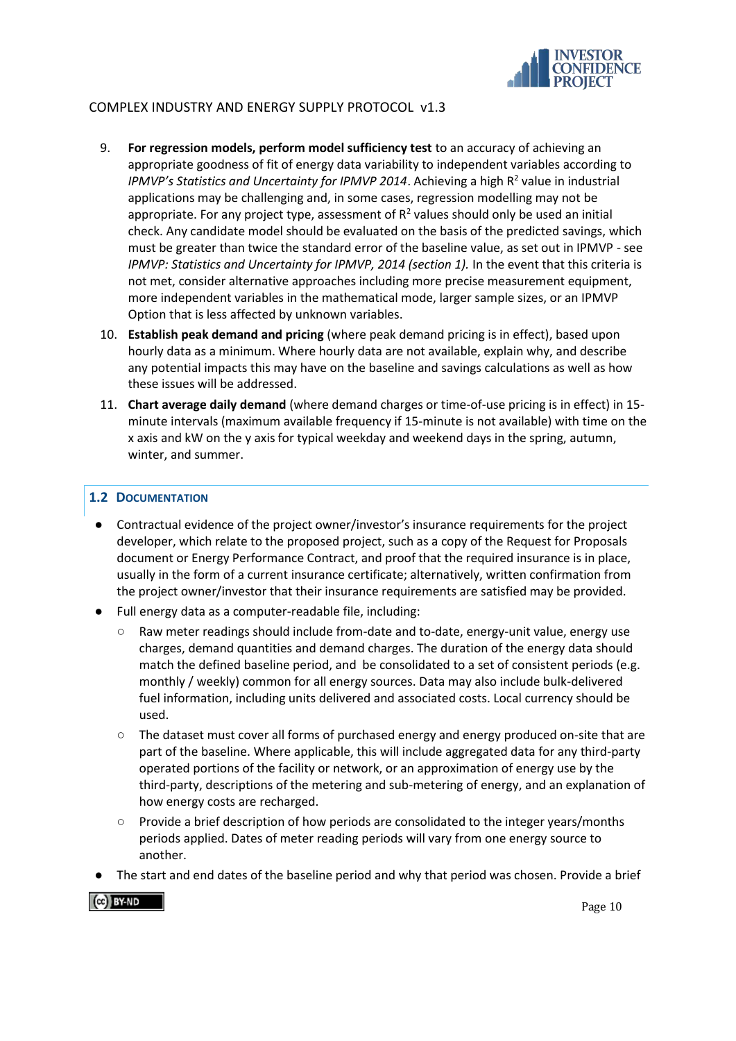9. **For regression models, perform model sufficiency test** to an accuracy of achieving an appropriate goodness of fit of energy data variability to independent variables according to *IPMVP's Statistics and Uncertainty for IPMVP 2014*. Achieving a high $R^2$ value in industrial applications may be challenging and, in some cases, regression modelling may not be appropriate. For any project type, assessment of $R^2$ values should only be used an initial check. Any candidate model should be evaluated on the basis of the predicted savings, which must be greater than twice the standard error of the baseline value, as set out in IPMVP - see *IPMVP: Statistics and Uncertainty for IPMVP, 2014 (section 1).* In the event that this criteria is not met, consider alternative approaches including more precise measurement equipment, more independent variables in the mathematical mode, larger sample sizes, or an IPMVP Option that is less affected by unknown variables.
10. **Establish peak demand and pricing** (where peak demand pricing is in effect), based upon hourly data as a minimum. Where hourly data are not available, explain why, and describe any potential impacts this may have on the baseline and savings calculations as well as how these issues will be addressed.
11. **Chart average daily demand** (where demand charges or time-of-use pricing is in effect) in 15-minute intervals (maximum available frequency if 15-minute is not available) with time on the x axis and kW on the y axis for typical weekday and weekend days in the spring, autumn, winter, and summer.

## 1.2 Documentation

- Contractual evidence of the project owner/investor's insurance requirements for the project developer, which relate to the proposed project, such as a copy of the Request for Proposals document or Energy Performance Contract, and proof that the required insurance is in place, usually in the form of a current insurance certificate; alternatively, written confirmation from the project owner/investor that their insurance requirements are satisfied may be provided.
- Full energy data as a computer-readable file, including:
  - Raw meter readings should include from-date and to-date, energy-unit value, energy use charges, demand quantities and demand charges. The duration of the energy data should match the defined baseline period, and be consolidated to a set of consistent periods (e.g. monthly / weekly) common for all energy sources. Data may also include bulk-delivered fuel information, including units delivered and associated costs. Local currency should be used.
  - The dataset must cover all forms of purchased energy and energy produced on-site that are part of the baseline. Where applicable, this will include aggregated data for any third-party operated portions of the facility or network, or an approximation of energy use by the third-party, descriptions of the metering and sub-metering of energy, and an explanation of how energy costs are recharged.
  - Provide a brief description of how periods are consolidated to the integer years/months periods applied. Dates of meter reading periods will vary from one energy source to another.
- The start and end dates of the baseline period and why that period was chosen. Provide a brief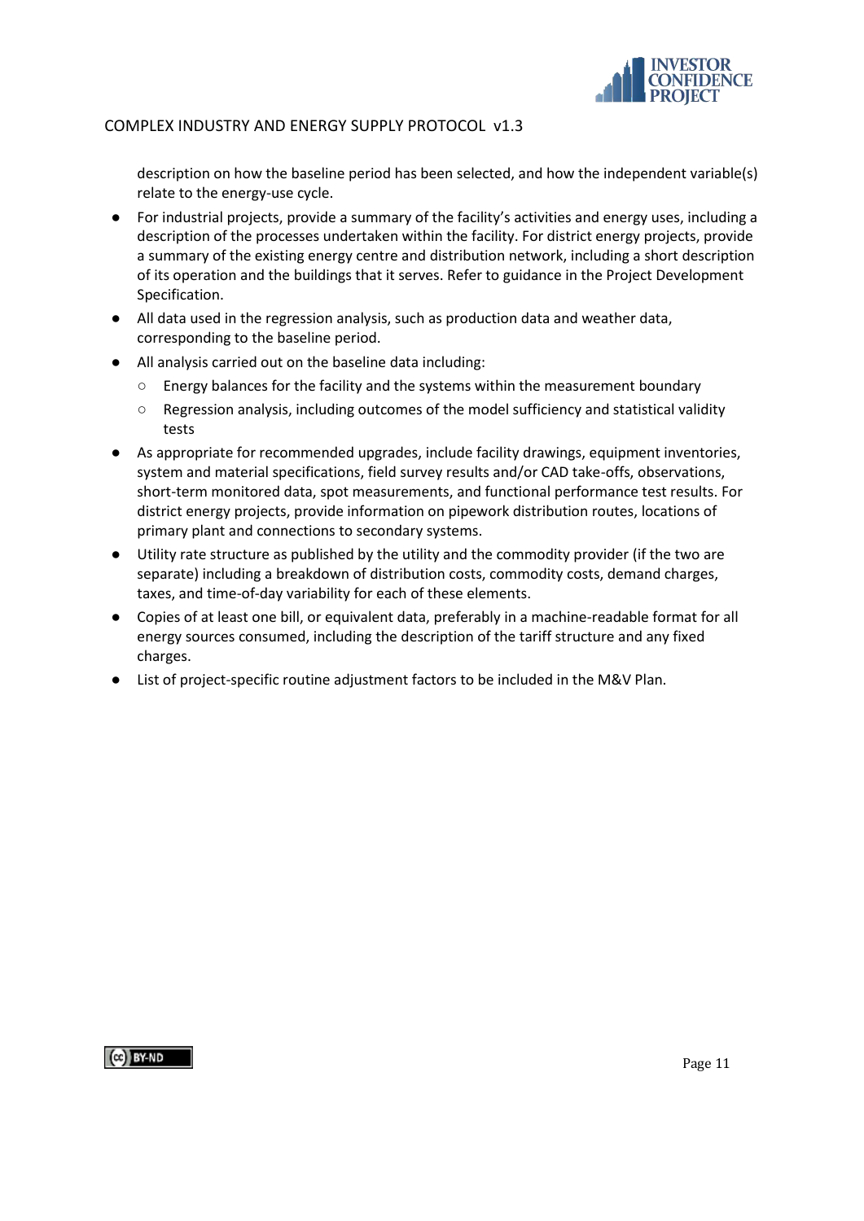description on how the baseline period has been selected, and how the independent variable(s) relate to the energy-use cycle.

- For industrial projects, provide a summary of the facility's activities and energy uses, including a description of the processes undertaken within the facility. For district energy projects, provide a summary of the existing energy centre and distribution network, including a short description of its operation and the buildings that it serves. Refer to guidance in the Project Development Specification.
- All data used in the regression analysis, such as production data and weather data, corresponding to the baseline period.
- All analysis carried out on the baseline data including:
  - Energy balances for the facility and the systems within the measurement boundary
  - Regression analysis, including outcomes of the model sufficiency and statistical validity tests
- As appropriate for recommended upgrades, include facility drawings, equipment inventories, system and material specifications, field survey results and/or CAD take-offs, observations, short-term monitored data, spot measurements, and functional performance test results. For district energy projects, provide information on pipework distribution routes, locations of primary plant and connections to secondary systems.
- Utility rate structure as published by the utility and the commodity provider (if the two are separate) including a breakdown of distribution costs, commodity costs, demand charges, taxes, and time-of-day variability for each of these elements.
- Copies of at least one bill, or equivalent data, preferably in a machine-readable format for all energy sources consumed, including the description of the tariff structure and any fixed charges.
- List of project-specific routine adjustment factors to be included in the M&V Plan.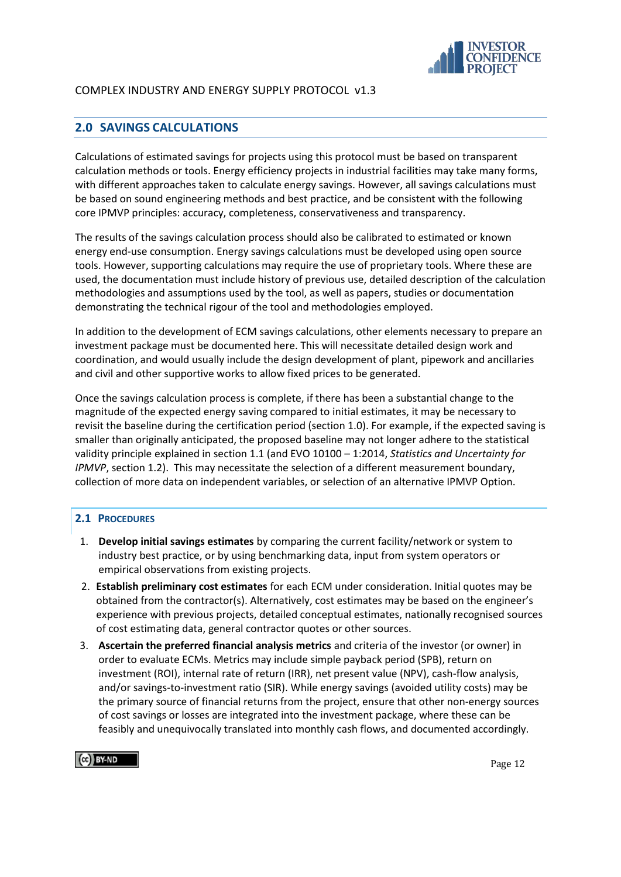## 2.0 SAVINGS CALCULATIONS

Calculations of estimated savings for projects using this protocol must be based on transparent calculation methods or tools. Energy efficiency projects in industrial facilities may take many forms, with different approaches taken to calculate energy savings. However, all savings calculations must be based on sound engineering methods and best practice, and be consistent with the following core IPMVP principles: accuracy, completeness, conservativeness and transparency.

The results of the savings calculation process should also be calibrated to estimated or known energy end-use consumption. Energy savings calculations must be developed using open source tools. However, supporting calculations may require the use of proprietary tools. Where these are used, the documentation must include history of previous use, detailed description of the calculation methodologies and assumptions used by the tool, as well as papers, studies or documentation demonstrating the technical rigour of the tool and methodologies employed.

In addition to the development of ECM savings calculations, other elements necessary to prepare an investment package must be documented here. This will necessitate detailed design work and coordination, and would usually include the design development of plant, pipework and ancillaries and civil and other supportive works to allow fixed prices to be generated.

Once the savings calculation process is complete, if there has been a substantial change to the magnitude of the expected energy saving compared to initial estimates, it may be necessary to revisit the baseline during the certification period (section 1.0). For example, if the expected saving is smaller than originally anticipated, the proposed baseline may not longer adhere to the statistical validity principle explained in section 1.1 (and EVO 10100 – 1:2014, *Statistics and Uncertainty for IPMVP*, section 1.2). This may necessitate the selection of a different measurement boundary, collection of more data on independent variables, or selection of an alternative IPMVP Option.

### 2.1 PROCEDURES

1. **Develop initial savings estimates** by comparing the current facility/network or system to industry best practice, or by using benchmarking data, input from system operators or empirical observations from existing projects.
2. **Establish preliminary cost estimates** for each ECM under consideration. Initial quotes may be obtained from the contractor(s). Alternatively, cost estimates may be based on the engineer's experience with previous projects, detailed conceptual estimates, nationally recognised sources of cost estimating data, general contractor quotes or other sources.
3. **Ascertain the preferred financial analysis metrics** and criteria of the investor (or owner) in order to evaluate ECMs. Metrics may include simple payback period (SPB), return on investment (ROI), internal rate of return (IRR), net present value (NPV), cash-flow analysis, and/or savings-to-investment ratio (SIR). While energy savings (avoided utility costs) may be the primary source of financial returns from the project, ensure that other non-energy sources of cost savings or losses are integrated into the investment package, where these can be feasibly and unequivocally translated into monthly cash flows, and documented accordingly.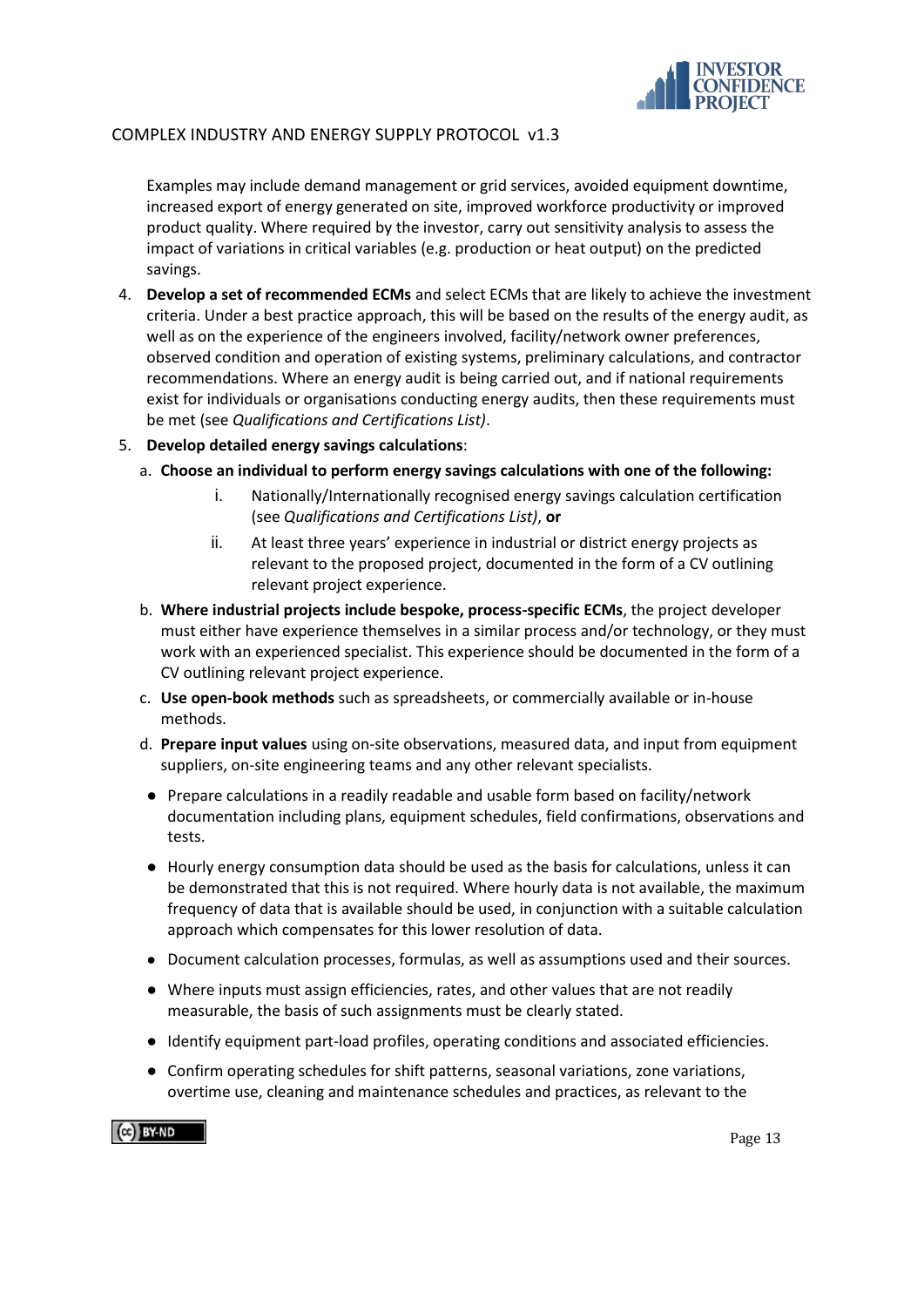Examples may include demand management or grid services, avoided equipment downtime, increased export of energy generated on site, improved workforce productivity or improved product quality. Where required by the investor, carry out sensitivity analysis to assess the impact of variations in critical variables (e.g. production or heat output) on the predicted savings.

4. **Develop a set of recommended ECMs** and select ECMs that are likely to achieve the investment criteria. Under a best practice approach, this will be based on the results of the energy audit, as well as on the experience of the engineers involved, facility/network owner preferences, observed condition and operation of existing systems, preliminary calculations, and contractor recommendations. Where an energy audit is being carried out, and if national requirements exist for individuals or organisations conducting energy audits, then these requirements must be met (see *Qualifications and Certifications List)*.
5. **Develop detailed energy savings calculations**:
   a. **Choose an individual to perform energy savings calculations with one of the following:**
      i. Nationally/Internationally recognised energy savings calculation certification (see *Qualifications and Certifications List)*, **or**
      ii. At least three years' experience in industrial or district energy projects as relevant to the proposed project, documented in the form of a CV outlining relevant project experience.
   b. **Where industrial projects include bespoke, process-specific ECMs**, the project developer must either have experience themselves in a similar process and/or technology, or they must work with an experienced specialist. This experience should be documented in the form of a CV outlining relevant project experience.
   c. **Use open-book methods** such as spreadsheets, or commercially available or in-house methods.
   d. **Prepare input values** using on-site observations, measured data, and input from equipment suppliers, on-site engineering teams and any other relevant specialists.
   - Prepare calculations in a readily readable and usable form based on facility/network documentation including plans, equipment schedules, field confirmations, observations and tests.
   - Hourly energy consumption data should be used as the basis for calculations, unless it can be demonstrated that this is not required. Where hourly data is not available, the maximum frequency of data that is available should be used, in conjunction with a suitable calculation approach which compensates for this lower resolution of data.
   - Document calculation processes, formulas, as well as assumptions used and their sources.
   - Where inputs must assign efficiencies, rates, and other values that are not readily measurable, the basis of such assignments must be clearly stated.
   - Identify equipment part-load profiles, operating conditions and associated efficiencies.
   - Confirm operating schedules for shift patterns, seasonal variations, zone variations, overtime use, cleaning and maintenance schedules and practices, as relevant to the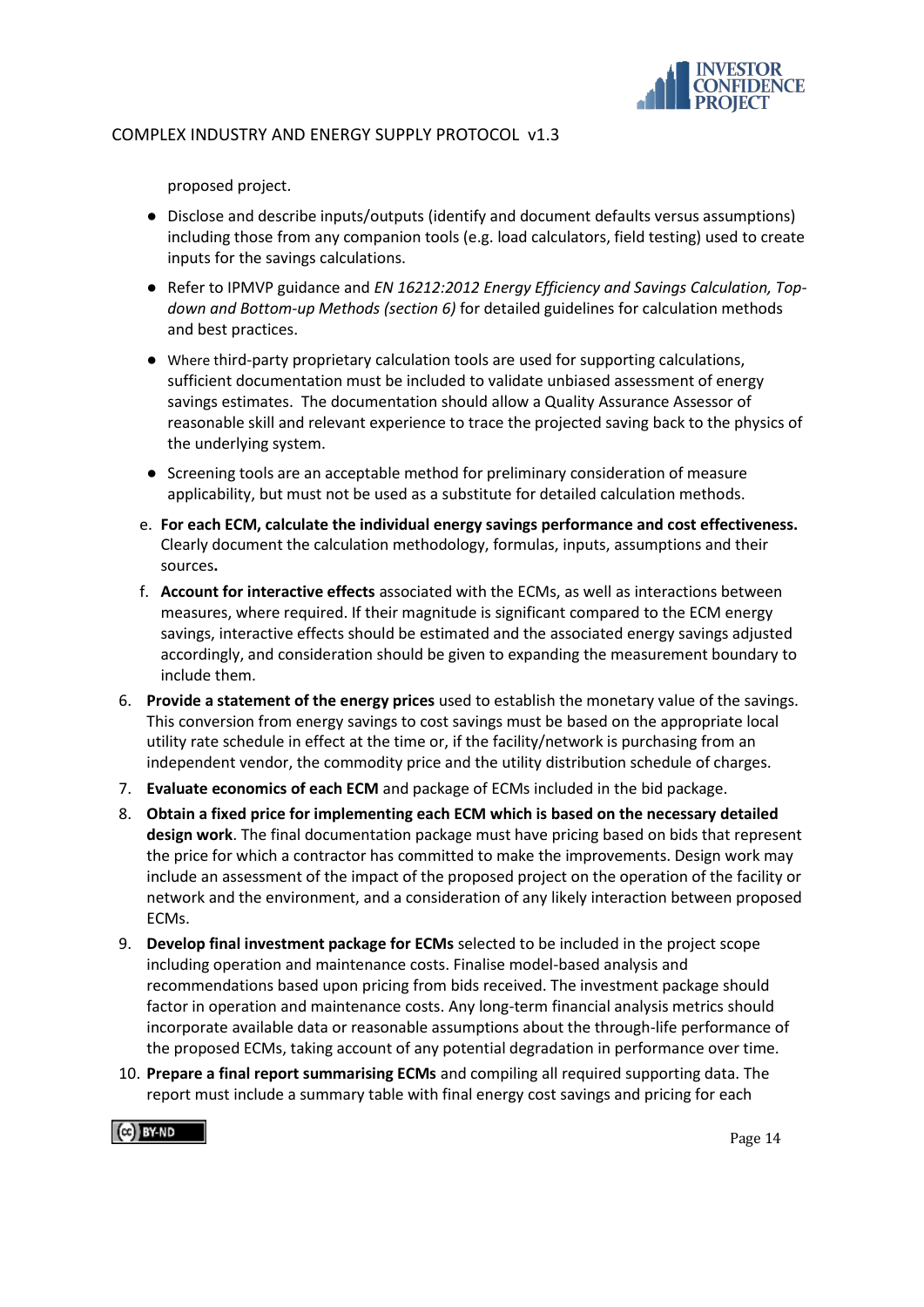proposed project.

- Disclose and describe inputs/outputs (identify and document defaults versus assumptions) including those from any companion tools (e.g. load calculators, field testing) used to create inputs for the savings calculations.
- Refer to IPMVP guidance and *EN 16212:2012 Energy Efficiency and Savings Calculation, Top-down and Bottom-up Methods (section 6)* for detailed guidelines for calculation methods and best practices.
- Where third-party proprietary calculation tools are used for supporting calculations, sufficient documentation must be included to validate unbiased assessment of energy savings estimates. The documentation should allow a Quality Assurance Assessor of reasonable skill and relevant experience to trace the projected saving back to the physics of the underlying system.
- Screening tools are an acceptable method for preliminary consideration of measure applicability, but must not be used as a substitute for detailed calculation methods.

e. **For each ECM, calculate the individual energy savings performance and cost effectiveness.** Clearly document the calculation methodology, formulas, inputs, assumptions and their sources**.**

f. **Account for interactive effects** associated with the ECMs, as well as interactions between measures, where required. If their magnitude is significant compared to the ECM energy savings, interactive effects should be estimated and the associated energy savings adjusted accordingly, and consideration should be given to expanding the measurement boundary to include them.

6. **Provide a statement of the energy prices** used to establish the monetary value of the savings. This conversion from energy savings to cost savings must be based on the appropriate local utility rate schedule in effect at the time or, if the facility/network is purchasing from an independent vendor, the commodity price and the utility distribution schedule of charges.
7. **Evaluate economics of each ECM** and package of ECMs included in the bid package.
8. **Obtain a fixed price for implementing each ECM which is based on the necessary detailed design work**. The final documentation package must have pricing based on bids that represent the price for which a contractor has committed to make the improvements. Design work may include an assessment of the impact of the proposed project on the operation of the facility or network and the environment, and a consideration of any likely interaction between proposed ECMs.
9. **Develop final investment package for ECMs** selected to be included in the project scope including operation and maintenance costs. Finalise model-based analysis and recommendations based upon pricing from bids received. The investment package should factor in operation and maintenance costs. Any long-term financial analysis metrics should incorporate available data or reasonable assumptions about the through-life performance of the proposed ECMs, taking account of any potential degradation in performance over time.
10. **Prepare a final report summarising ECMs** and compiling all required supporting data. The report must include a summary table with final energy cost savings and pricing for each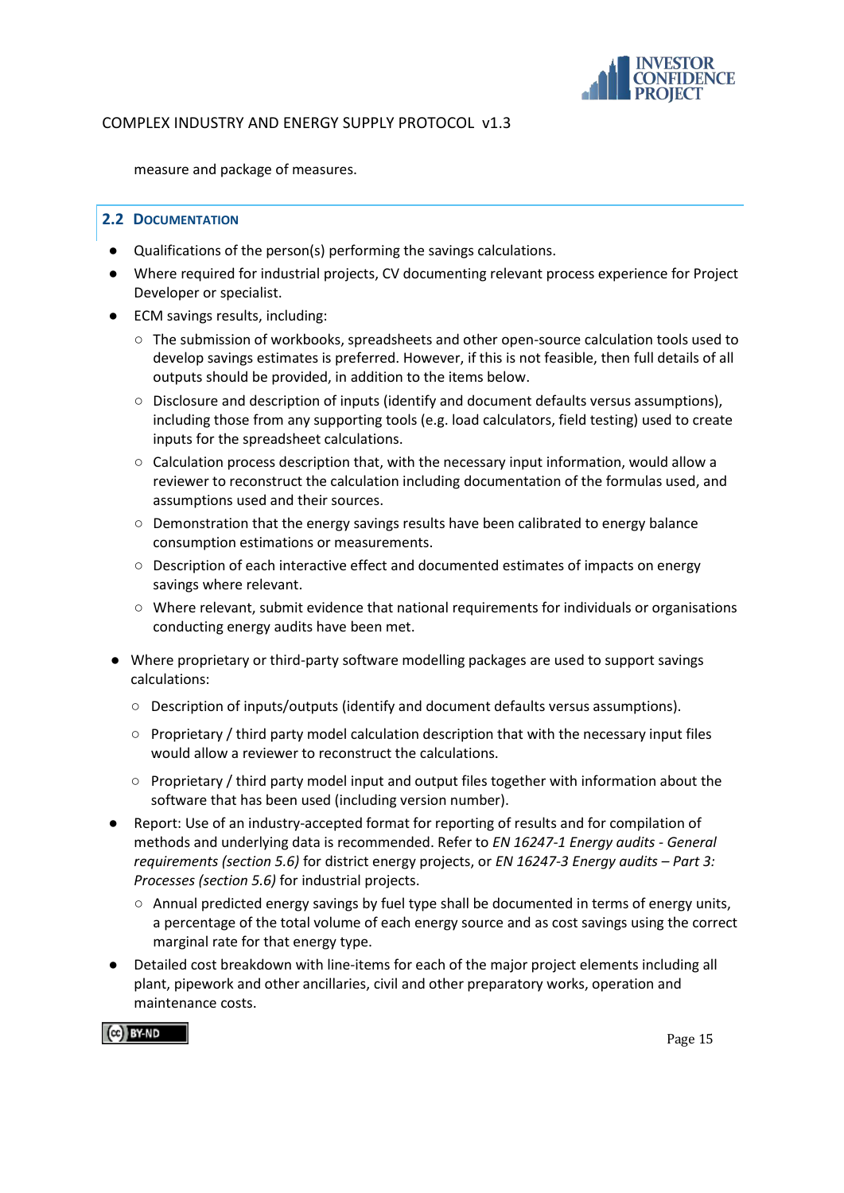measure and package of measures.

## 2.2 Documentation

- Qualifications of the person(s) performing the savings calculations.
- Where required for industrial projects, CV documenting relevant process experience for Project Developer or specialist.
- ECM savings results, including:
  - The submission of workbooks, spreadsheets and other open-source calculation tools used to develop savings estimates is preferred. However, if this is not feasible, then full details of all outputs should be provided, in addition to the items below.
  - Disclosure and description of inputs (identify and document defaults versus assumptions), including those from any supporting tools (e.g. load calculators, field testing) used to create inputs for the spreadsheet calculations.
  - Calculation process description that, with the necessary input information, would allow a reviewer to reconstruct the calculation including documentation of the formulas used, and assumptions used and their sources.
  - Demonstration that the energy savings results have been calibrated to energy balance consumption estimations or measurements.
  - Description of each interactive effect and documented estimates of impacts on energy savings where relevant.
  - Where relevant, submit evidence that national requirements for individuals or organisations conducting energy audits have been met.
- Where proprietary or third-party software modelling packages are used to support savings calculations:
  - Description of inputs/outputs (identify and document defaults versus assumptions).
  - Proprietary / third party model calculation description that with the necessary input files would allow a reviewer to reconstruct the calculations.
  - Proprietary / third party model input and output files together with information about the software that has been used (including version number).
- Report: Use of an industry-accepted format for reporting of results and for compilation of methods and underlying data is recommended. Refer to *EN 16247-1 Energy audits - General requirements (section 5.6)* for district energy projects, or *EN 16247-3 Energy audits – Part 3: Processes (section 5.6)* for industrial projects.
  - Annual predicted energy savings by fuel type shall be documented in terms of energy units, a percentage of the total volume of each energy source and as cost savings using the correct marginal rate for that energy type.
- Detailed cost breakdown with line-items for each of the major project elements including all plant, pipework and other ancillaries, civil and other preparatory works, operation and maintenance costs.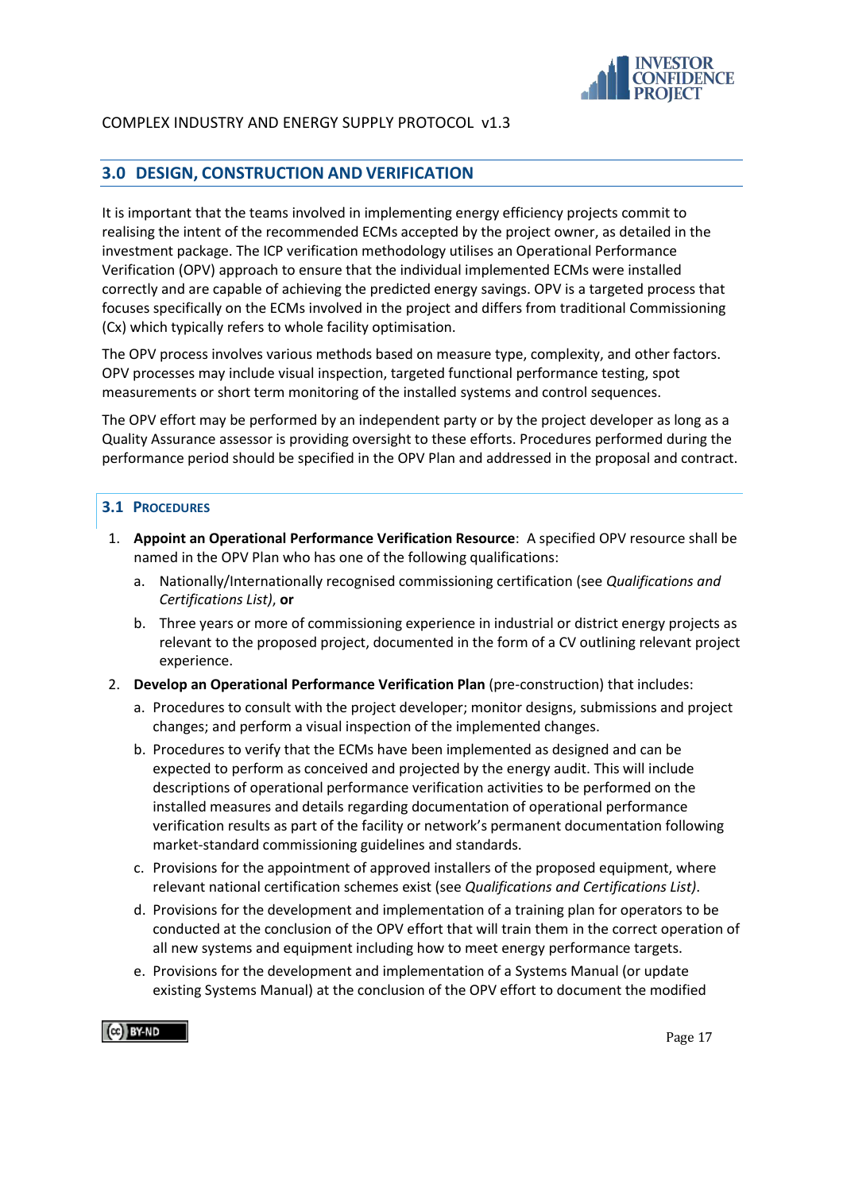## 3.0 DESIGN, CONSTRUCTION AND VERIFICATION

It is important that the teams involved in implementing energy efficiency projects commit to realising the intent of the recommended ECMs accepted by the project owner, as detailed in the investment package. The ICP verification methodology utilises an Operational Performance Verification (OPV) approach to ensure that the individual implemented ECMs were installed correctly and are capable of achieving the predicted energy savings. OPV is a targeted process that focuses specifically on the ECMs involved in the project and differs from traditional Commissioning (Cx) which typically refers to whole facility optimisation.

The OPV process involves various methods based on measure type, complexity, and other factors. OPV processes may include visual inspection, targeted functional performance testing, spot measurements or short term monitoring of the installed systems and control sequences.

The OPV effort may be performed by an independent party or by the project developer as long as a Quality Assurance assessor is providing oversight to these efforts. Procedures performed during the performance period should be specified in the OPV Plan and addressed in the proposal and contract.

### 3.1 Procedures

1. **Appoint an Operational Performance Verification Resource**: A specified OPV resource shall be named in the OPV Plan who has one of the following qualifications:
   a. Nationally/Internationally recognised commissioning certification (see *Qualifications and Certifications List)*, **or**
   b. Three years or more of commissioning experience in industrial or district energy projects as relevant to the proposed project, documented in the form of a CV outlining relevant project experience.
2. **Develop an Operational Performance Verification Plan** (pre-construction) that includes:
   a. Procedures to consult with the project developer; monitor designs, submissions and project changes; and perform a visual inspection of the implemented changes.
   b. Procedures to verify that the ECMs have been implemented as designed and can be expected to perform as conceived and projected by the energy audit. This will include descriptions of operational performance verification activities to be performed on the installed measures and details regarding documentation of operational performance verification results as part of the facility or network's permanent documentation following market-standard commissioning guidelines and standards.
   c. Provisions for the appointment of approved installers of the proposed equipment, where relevant national certification schemes exist (see *Qualifications and Certifications List)*.
   d. Provisions for the development and implementation of a training plan for operators to be conducted at the conclusion of the OPV effort that will train them in the correct operation of all new systems and equipment including how to meet energy performance targets.
   e. Provisions for the development and implementation of a Systems Manual (or update existing Systems Manual) at the conclusion of the OPV effort to document the modified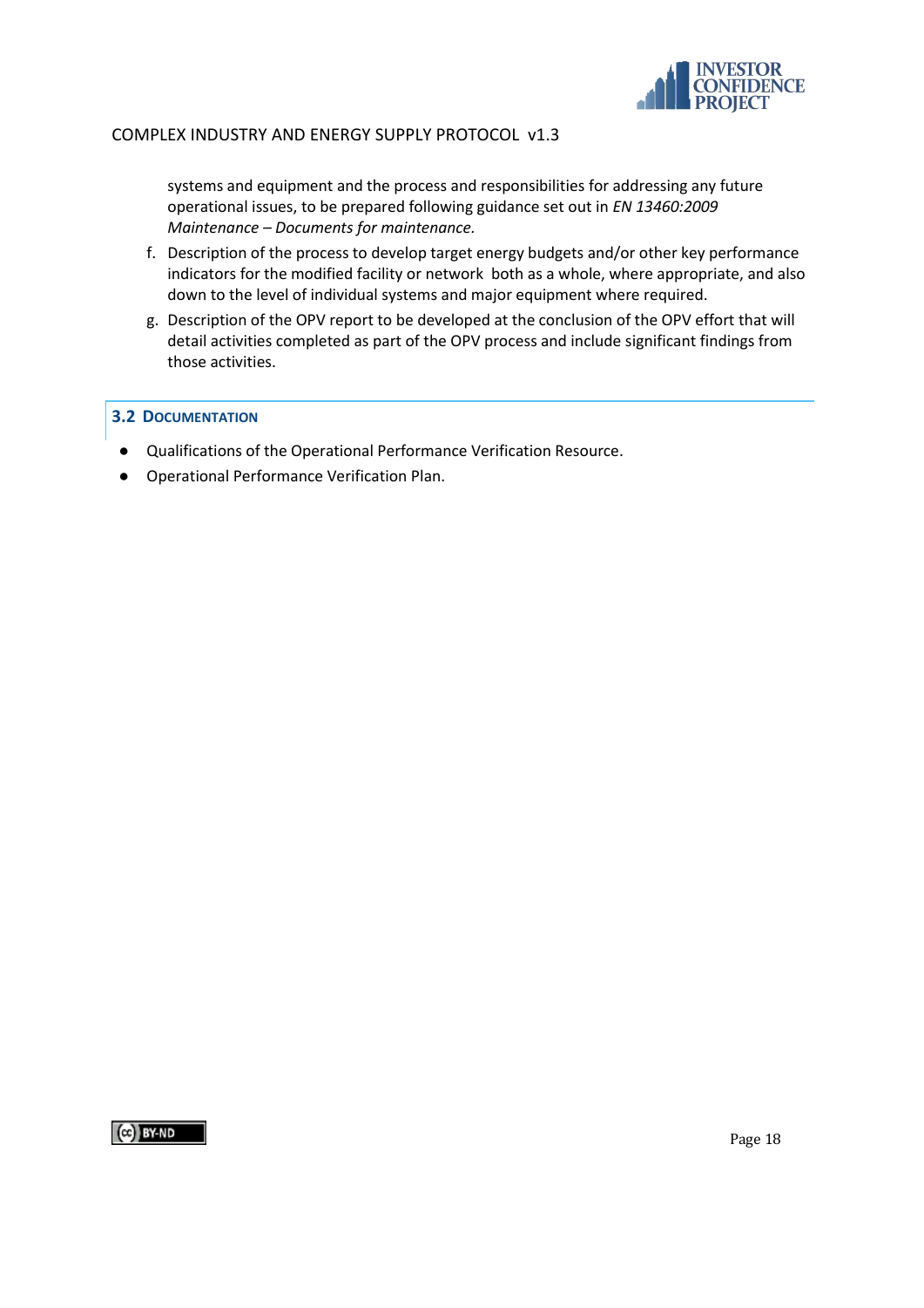systems and equipment and the process and responsibilities for addressing any future operational issues, to be prepared following guidance set out in *EN 13460:2009 Maintenance – Documents for maintenance.*

f. Description of the process to develop target energy budgets and/or other key performance indicators for the modified facility or network both as a whole, where appropriate, and also down to the level of individual systems and major equipment where required.

g. Description of the OPV report to be developed at the conclusion of the OPV effort that will detail activities completed as part of the OPV process and include significant findings from those activities.

## 3.2 Documentation

- Qualifications of the Operational Performance Verification Resource.
- Operational Performance Verification Plan.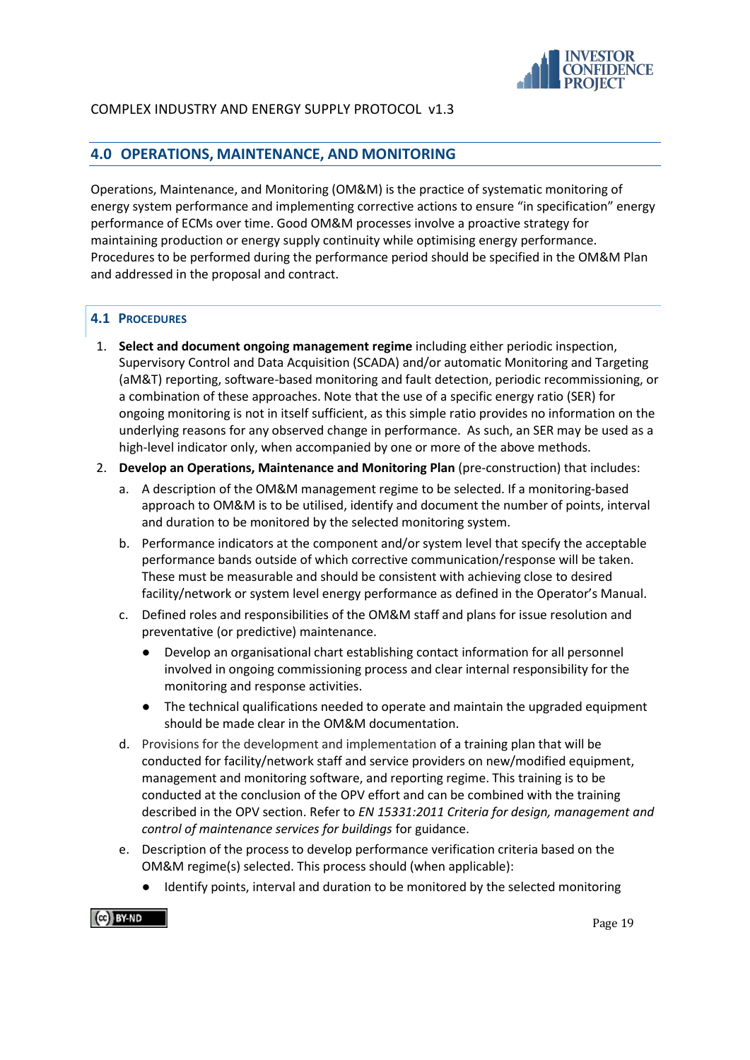## 4.0 OPERATIONS, MAINTENANCE, AND MONITORING

Operations, Maintenance, and Monitoring (OM&M) is the practice of systematic monitoring of energy system performance and implementing corrective actions to ensure "in specification" energy performance of ECMs over time. Good OM&M processes involve a proactive strategy for maintaining production or energy supply continuity while optimising energy performance. Procedures to be performed during the performance period should be specified in the OM&M Plan and addressed in the proposal and contract.

### 4.1 PROCEDURES

1. **Select and document ongoing management regime** including either periodic inspection, Supervisory Control and Data Acquisition (SCADA) and/or automatic Monitoring and Targeting (aM&T) reporting, software-based monitoring and fault detection, periodic recommissioning, or a combination of these approaches. Note that the use of a specific energy ratio (SER) for ongoing monitoring is not in itself sufficient, as this simple ratio provides no information on the underlying reasons for any observed change in performance. As such, an SER may be used as a high-level indicator only, when accompanied by one or more of the above methods.
2. **Develop an Operations, Maintenance and Monitoring Plan** (pre-construction) that includes:
   a. A description of the OM&M management regime to be selected. If a monitoring-based approach to OM&M is to be utilised, identify and document the number of points, interval and duration to be monitored by the selected monitoring system.
   b. Performance indicators at the component and/or system level that specify the acceptable performance bands outside of which corrective communication/response will be taken. These must be measurable and should be consistent with achieving close to desired facility/network or system level energy performance as defined in the Operator's Manual.
   c. Defined roles and responsibilities of the OM&M staff and plans for issue resolution and preventative (or predictive) maintenance.
      - Develop an organisational chart establishing contact information for all personnel involved in ongoing commissioning process and clear internal responsibility for the monitoring and response activities.
      - The technical qualifications needed to operate and maintain the upgraded equipment should be made clear in the OM&M documentation.
   d. Provisions for the development and implementation of a training plan that will be conducted for facility/network staff and service providers on new/modified equipment, management and monitoring software, and reporting regime. This training is to be conducted at the conclusion of the OPV effort and can be combined with the training described in the OPV section. Refer to *EN 15331:2011 Criteria for design, management and control of maintenance services for buildings* for guidance.
   e. Description of the process to develop performance verification criteria based on the OM&M regime(s) selected. This process should (when applicable):
      - Identify points, interval and duration to be monitored by the selected monitoring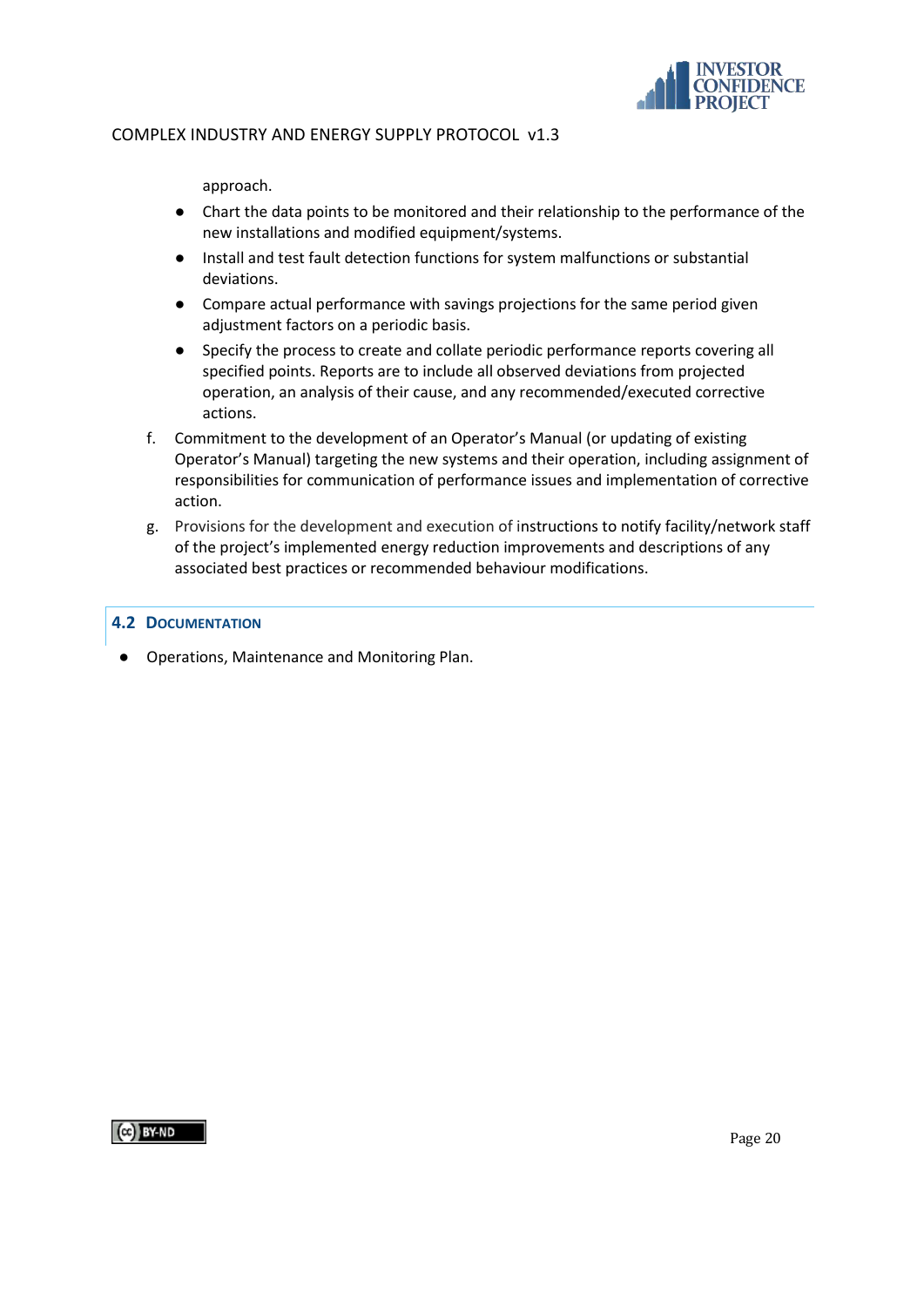approach.

- Chart the data points to be monitored and their relationship to the performance of the new installations and modified equipment/systems.
- Install and test fault detection functions for system malfunctions or substantial deviations.
- Compare actual performance with savings projections for the same period given adjustment factors on a periodic basis.
- Specify the process to create and collate periodic performance reports covering all specified points. Reports are to include all observed deviations from projected operation, an analysis of their cause, and any recommended/executed corrective actions.

f. Commitment to the development of an Operator's Manual (or updating of existing Operator's Manual) targeting the new systems and their operation, including assignment of responsibilities for communication of performance issues and implementation of corrective action.

g. Provisions for the development and execution of instructions to notify facility/network staff of the project's implemented energy reduction improvements and descriptions of any associated best practices or recommended behaviour modifications.

## 4.2 Documentation

- Operations, Maintenance and Monitoring Plan.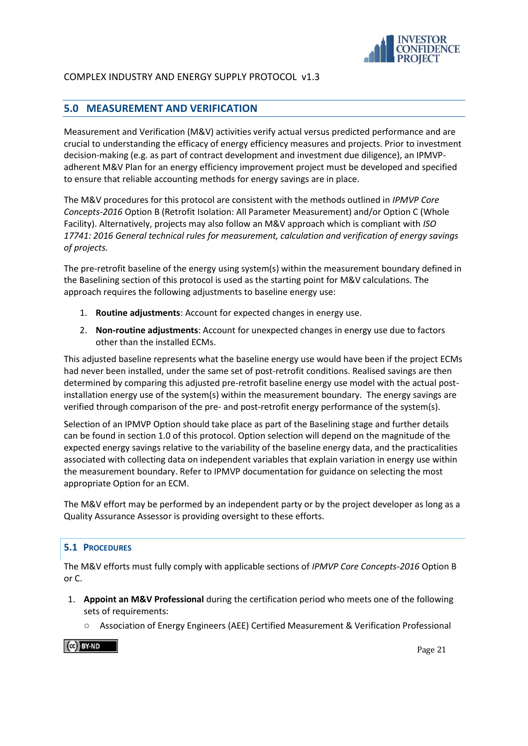## 5.0 MEASUREMENT AND VERIFICATION

Measurement and Verification (M&V) activities verify actual versus predicted performance and are crucial to understanding the efficacy of energy efficiency measures and projects. Prior to investment decision-making (e.g. as part of contract development and investment due diligence), an IPMVP-adherent M&V Plan for an energy efficiency improvement project must be developed and specified to ensure that reliable accounting methods for energy savings are in place.

The M&V procedures for this protocol are consistent with the methods outlined in *IPMVP Core Concepts-2016* Option B (Retrofit Isolation: All Parameter Measurement) and/or Option C (Whole Facility). Alternatively, projects may also follow an M&V approach which is compliant with *ISO 17741: 2016 General technical rules for measurement, calculation and verification of energy savings of projects.*

The pre-retrofit baseline of the energy using system(s) within the measurement boundary defined in the Baselining section of this protocol is used as the starting point for M&V calculations. The approach requires the following adjustments to baseline energy use:

1. **Routine adjustments**: Account for expected changes in energy use.
2. **Non-routine adjustments**: Account for unexpected changes in energy use due to factors other than the installed ECMs.

This adjusted baseline represents what the baseline energy use would have been if the project ECMs had never been installed, under the same set of post-retrofit conditions. Realised savings are then determined by comparing this adjusted pre-retrofit baseline energy use model with the actual post-installation energy use of the system(s) within the measurement boundary. The energy savings are verified through comparison of the pre- and post-retrofit energy performance of the system(s).

Selection of an IPMVP Option should take place as part of the Baselining stage and further details can be found in section 1.0 of this protocol. Option selection will depend on the magnitude of the expected energy savings relative to the variability of the baseline energy data, and the practicalities associated with collecting data on independent variables that explain variation in energy use within the measurement boundary. Refer to IPMVP documentation for guidance on selecting the most appropriate Option for an ECM.

The M&V effort may be performed by an independent party or by the project developer as long as a Quality Assurance Assessor is providing oversight to these efforts.

### 5.1 Procedures

The M&V efforts must fully comply with applicable sections of *IPMVP Core Concepts-2016* Option B or C.

1. **Appoint an M&V Professional** during the certification period who meets one of the following sets of requirements:
   - Association of Energy Engineers (AEE) Certified Measurement & Verification Professional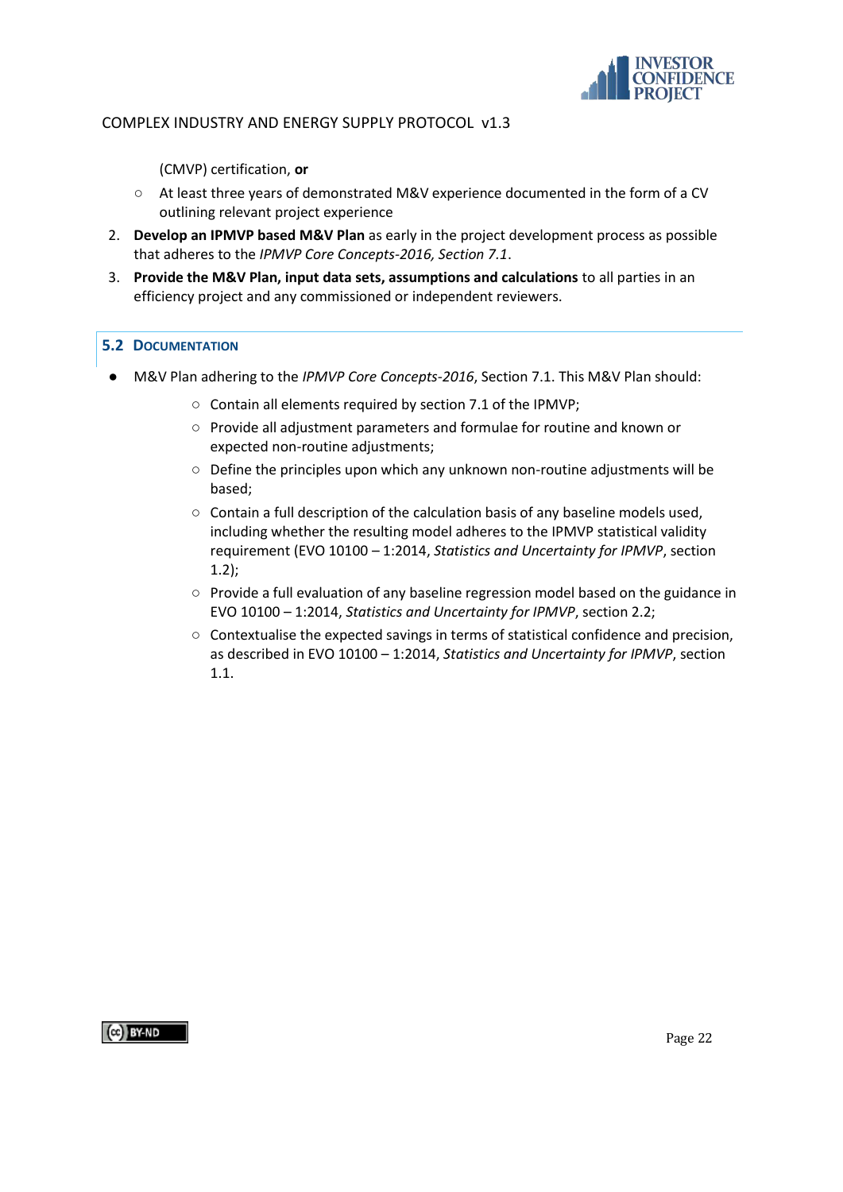(CMVP) certification, **or**

- At least three years of demonstrated M&V experience documented in the form of a CV outlining relevant project experience

2. **Develop an IPMVP based M&V Plan** as early in the project development process as possible that adheres to the *IPMVP Core Concepts-2016, Section 7.1*.
3. **Provide the M&V Plan, input data sets, assumptions and calculations** to all parties in an efficiency project and any commissioned or independent reviewers.

## 5.2 Documentation

- M&V Plan adhering to the *IPMVP Core Concepts-2016*, Section 7.1. This M&V Plan should:
  - Contain all elements required by section 7.1 of the IPMVP;
  - Provide all adjustment parameters and formulae for routine and known or expected non-routine adjustments;
  - Define the principles upon which any unknown non-routine adjustments will be based;
  - Contain a full description of the calculation basis of any baseline models used, including whether the resulting model adheres to the IPMVP statistical validity requirement (EVO 10100 – 1:2014, *Statistics and Uncertainty for IPMVP*, section 1.2);
  - Provide a full evaluation of any baseline regression model based on the guidance in EVO 10100 – 1:2014, *Statistics and Uncertainty for IPMVP*, section 2.2;
  - Contextualise the expected savings in terms of statistical confidence and precision, as described in EVO 10100 – 1:2014, *Statistics and Uncertainty for IPMVP*, section 1.1.